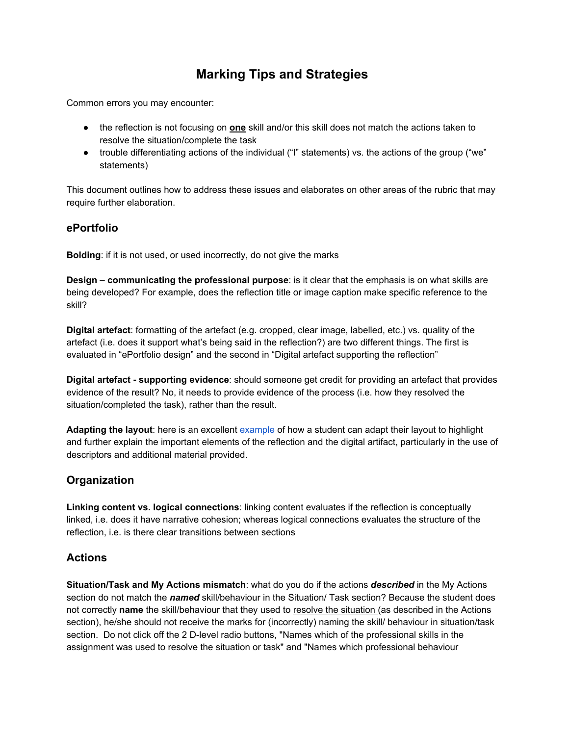# Marking Tips and Strategies

Common errors you may encounter:

- the reflection is not focusing on **<u>one</u>** skill and/or this skill does not match the actions taken to resolve the situation/complete the task
- trouble differentiating actions of the individual ("I" statements) vs. the actions of the group ("we" statements)

This document outlines how to address these issues and elaborates on other areas of the rubric that may require further elaboration.

## ePortfolio

**Bolding**: if it is not used, or used incorrectly, do not give the marks

**Design – communicating the professional purpose**: is it clear that the emphasis is on what skills are being developed? For example, does the reflection title or image caption make specific reference to the skill?

**Digital artefact**: formatting of the artefact (e.g. cropped, clear image, labelled, etc.) vs. quality of the artefact (i.e. does it support what's being said in the reflection?) are two different things. The first is evaluated in "ePortfolio design" and the second in "Digital artefact supporting the reflection"

**Digital artefact - supporting evidence**: should someone get credit for providing an artefact that provides evidence of the result? No, it needs to provide evidence of the process (i.e. how they resolved the situation/completed the task), rather than the result.

**Adapting the layout**: here is an excellent example of how a student can adapt their layout to highlight and further explain the important elements of the reflection and the digital artifact, particularly in the use of descriptors and additional material provided.

## Organization

**Linking content vs. logical connections**: linking content evaluates if the reflection is conceptually linked, i.e. does it have narrative cohesion; whereas logical connections evaluates the structure of the reflection, i.e. is there clear transitions between sections

## Actions

**Situation/Task and My Actions mismatch**: what do you do if the actions ***described*** in the My Actions section do not match the ***named*** skill/behaviour in the Situation/ Task section? Because the student does not correctly **name** the skill/behaviour that they used to <u>resolve the situation</u> (as described in the Actions section), he/she should not receive the marks for (incorrectly) naming the skill/ behaviour in situation/task section. Do not click off the 2 D-level radio buttons, "Names which of the professional skills in the assignment was used to resolve the situation or task" and "Names which professional behaviour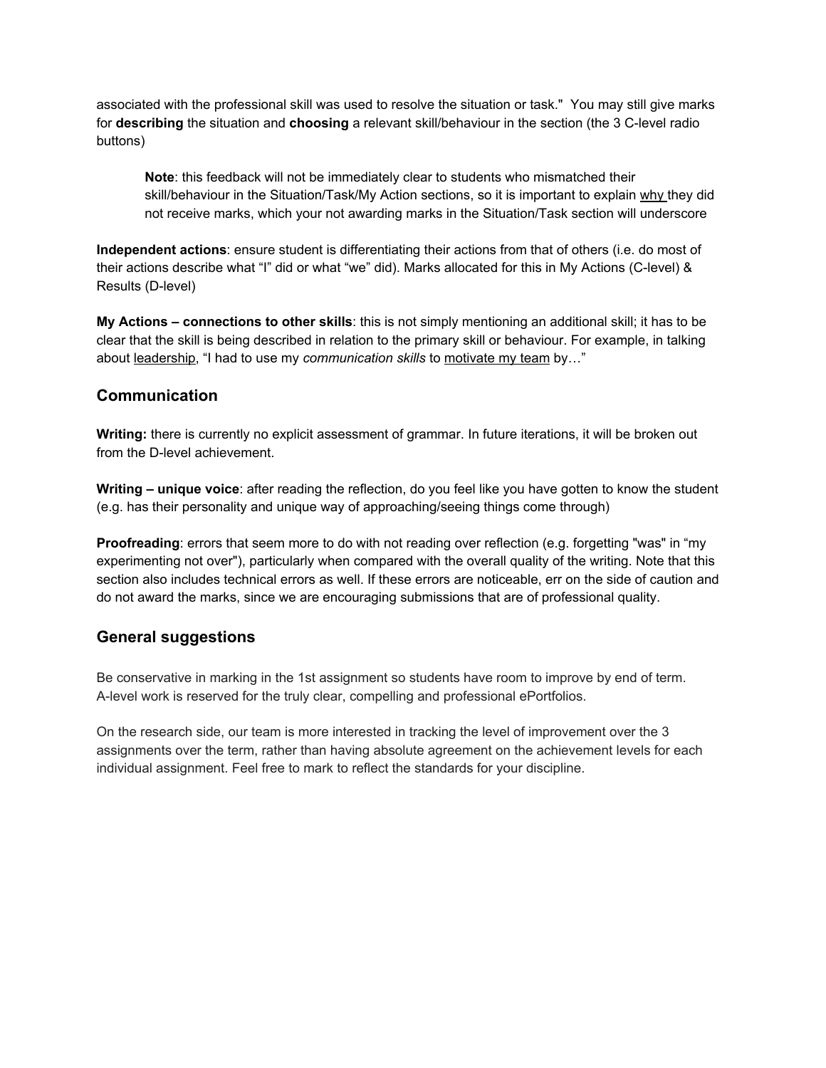associated with the professional skill was used to resolve the situation or task." You may still give marks for **describing** the situation and **choosing** a relevant skill/behaviour in the section (the 3 C-level radio buttons)

> **Note**: this feedback will not be immediately clear to students who mismatched their skill/behaviour in the Situation/Task/My Action sections, so it is important to explain <u>why</u> they did not receive marks, which your not awarding marks in the Situation/Task section will underscore

**Independent actions**: ensure student is differentiating their actions from that of others (i.e. do most of their actions describe what "I" did or what "we" did). Marks allocated for this in My Actions (C-level) & Results (D-level)

**My Actions – connections to other skills**: this is not simply mentioning an additional skill; it has to be clear that the skill is being described in relation to the primary skill or behaviour. For example, in talking about <u>leadership</u>, "I had to use my *communication skills* to <u>motivate my team</u> by…"

## Communication

**Writing:** there is currently no explicit assessment of grammar. In future iterations, it will be broken out from the D-level achievement.

**Writing – unique voice**: after reading the reflection, do you feel like you have gotten to know the student (e.g. has their personality and unique way of approaching/seeing things come through)

**Proofreading**: errors that seem more to do with not reading over reflection (e.g. forgetting "was" in "my experimenting not over"), particularly when compared with the overall quality of the writing. Note that this section also includes technical errors as well. If these errors are noticeable, err on the side of caution and do not award the marks, since we are encouraging submissions that are of professional quality.

## General suggestions

Be conservative in marking in the 1st assignment so students have room to improve by end of term. A-level work is reserved for the truly clear, compelling and professional ePortfolios.

On the research side, our team is more interested in tracking the level of improvement over the 3 assignments over the term, rather than having absolute agreement on the achievement levels for each individual assignment. Feel free to mark to reflect the standards for your discipline.